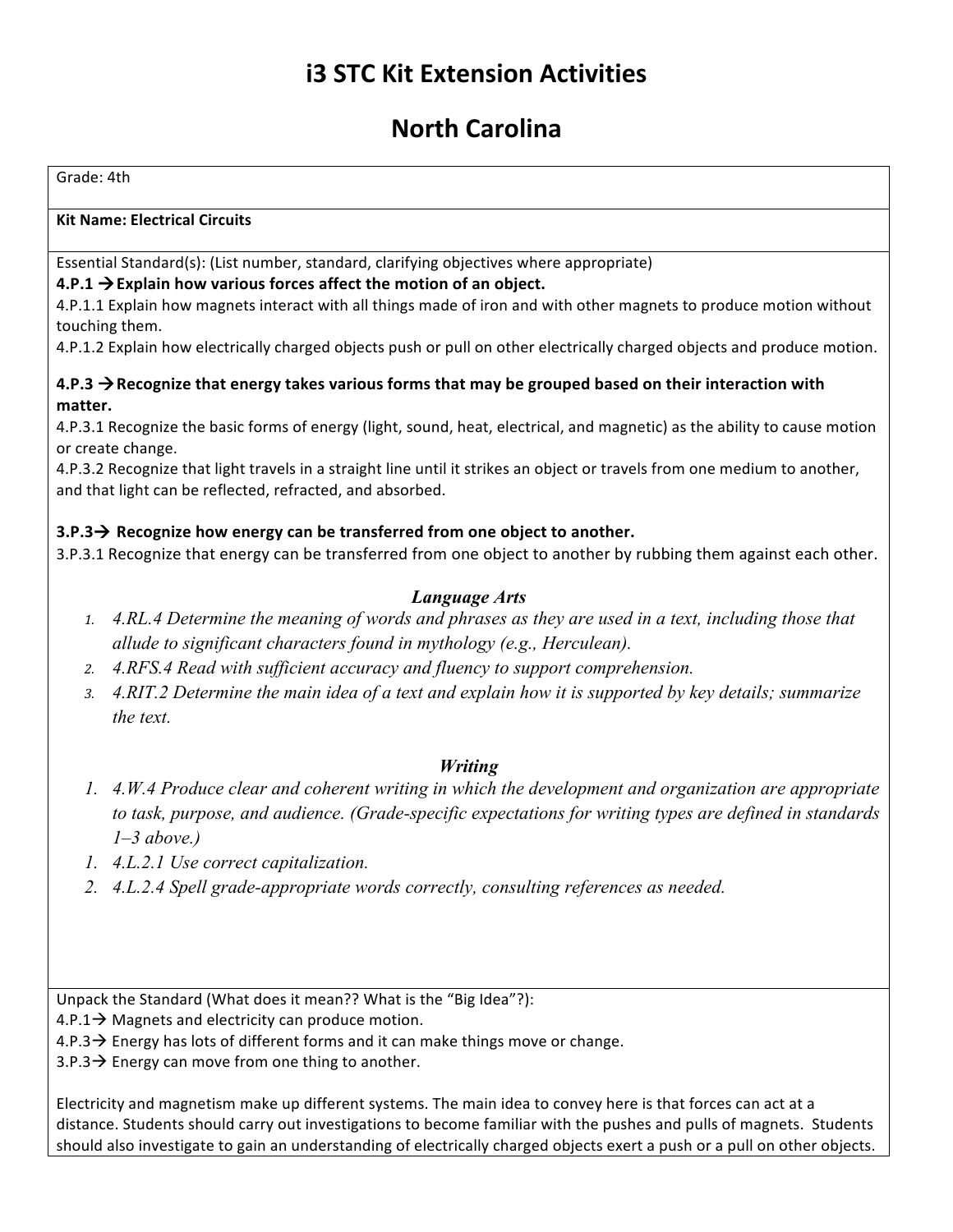# i3 STC Kit Extension Activities

# North Carolina

Grade: 4th

**Kit Name: Electrical Circuits**

Essential Standard(s): (List number, standard, clarifying objectives where appropriate)

**4.P.1 → Explain how various forces affect the motion of an object.**

4.P.1.1 Explain how magnets interact with all things made of iron and with other magnets to produce motion without touching them.

4.P.1.2 Explain how electrically charged objects push or pull on other electrically charged objects and produce motion.

**4.P.3 → Recognize that energy takes various forms that may be grouped based on their interaction with matter.**

4.P.3.1 Recognize the basic forms of energy (light, sound, heat, electrical, and magnetic) as the ability to cause motion or create change.

4.P.3.2 Recognize that light travels in a straight line until it strikes an object or travels from one medium to another, and that light can be reflected, refracted, and absorbed.

**3.P.3→ Recognize how energy can be transferred from one object to another.**

3.P.3.1 Recognize that energy can be transferred from one object to another by rubbing them against each other.

***Language Arts***

1. *4.RL.4 Determine the meaning of words and phrases as they are used in a text, including those that allude to significant characters found in mythology (e.g., Herculean).*
2. *4.RFS.4 Read with sufficient accuracy and fluency to support comprehension.*
3. *4.RIT.2 Determine the main idea of a text and explain how it is supported by key details; summarize the text.*

***Writing***

1. *4.W.4 Produce clear and coherent writing in which the development and organization are appropriate to task, purpose, and audience. (Grade-specific expectations for writing types are defined in standards 1–3 above.)*
1. *4.L.2.1 Use correct capitalization.*
2. *4.L.2.4 Spell grade-appropriate words correctly, consulting references as needed.*

Unpack the Standard (What does it mean?? What is the "Big Idea"?):

4.P.1→ Magnets and electricity can produce motion.

4.P.3→ Energy has lots of different forms and it can make things move or change.

3.P.3→ Energy can move from one thing to another.

Electricity and magnetism make up different systems. The main idea to convey here is that forces can act at a distance. Students should carry out investigations to become familiar with the pushes and pulls of magnets. Students should also investigate to gain an understanding of electrically charged objects exert a push or a pull on other objects.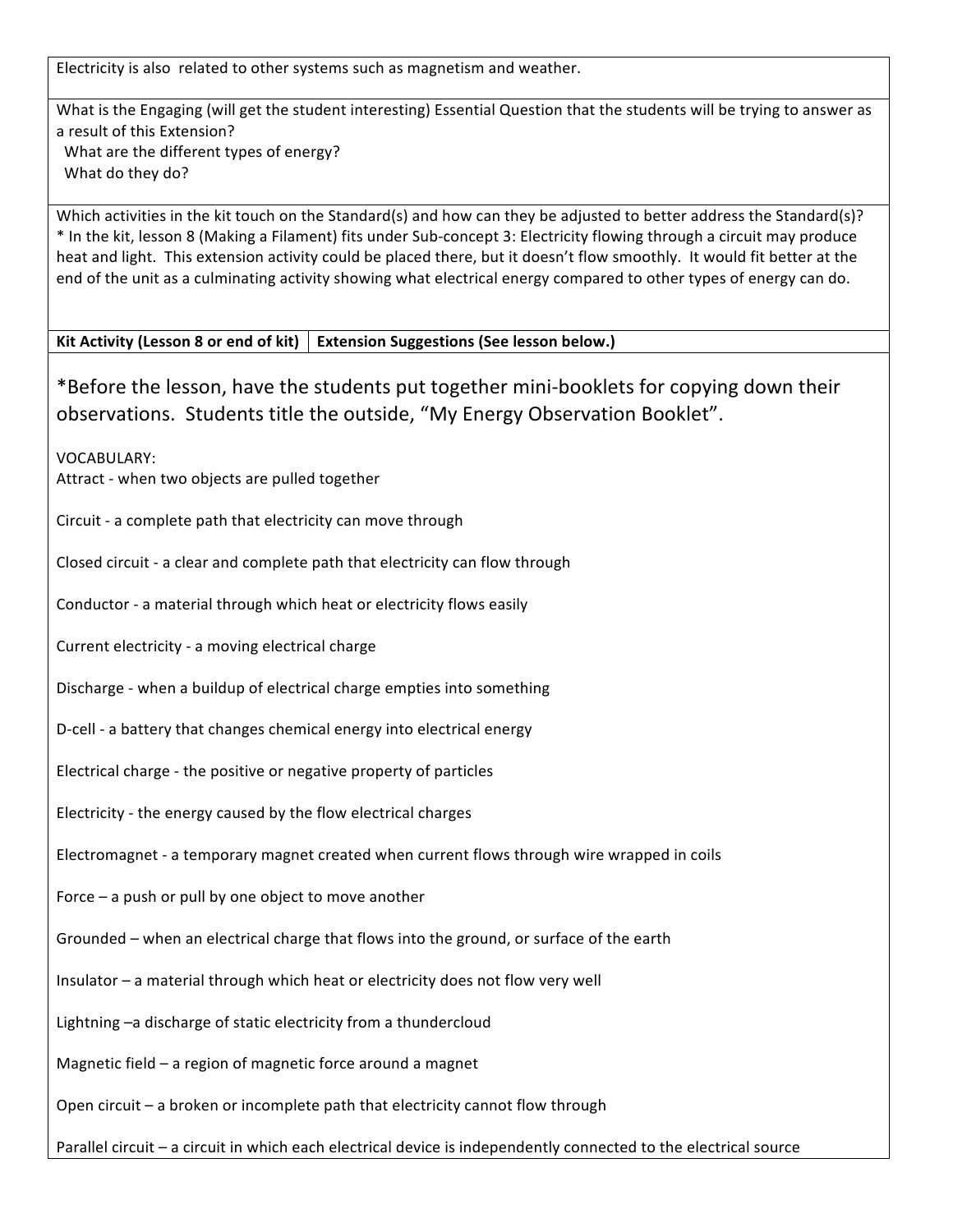Electricity is also related to other systems such as magnetism and weather.

What is the Engaging (will get the student interesting) Essential Question that the students will be trying to answer as a result of this Extension?

What are the different types of energy?

What do they do?

Which activities in the kit touch on the Standard(s) and how can they be adjusted to better address the Standard(s)?

* In the kit, lesson 8 (Making a Filament) fits under Sub-concept 3: Electricity flowing through a circuit may produce heat and light. This extension activity could be placed there, but it doesn't flow smoothly. It would fit better at the end of the unit as a culminating activity showing what electrical energy compared to other types of energy can do.

| **Kit Activity (Lesson 8 or end of kit)** | **Extension Suggestions (See lesson below.)** |
|---|---|

*Before the lesson, have the students put together mini-booklets for copying down their observations. Students title the outside, "My Energy Observation Booklet".

VOCABULARY:

Attract - when two objects are pulled together

Circuit - a complete path that electricity can move through

Closed circuit - a clear and complete path that electricity can flow through

Conductor - a material through which heat or electricity flows easily

Current electricity - a moving electrical charge

Discharge - when a buildup of electrical charge empties into something

D-cell - a battery that changes chemical energy into electrical energy

Electrical charge - the positive or negative property of particles

Electricity - the energy caused by the flow electrical charges

Electromagnet - a temporary magnet created when current flows through wire wrapped in coils

Force – a push or pull by one object to move another

Grounded – when an electrical charge that flows into the ground, or surface of the earth

Insulator – a material through which heat or electricity does not flow very well

Lightning –a discharge of static electricity from a thundercloud

Magnetic field – a region of magnetic force around a magnet

Open circuit – a broken or incomplete path that electricity cannot flow through

Parallel circuit – a circuit in which each electrical device is independently connected to the electrical source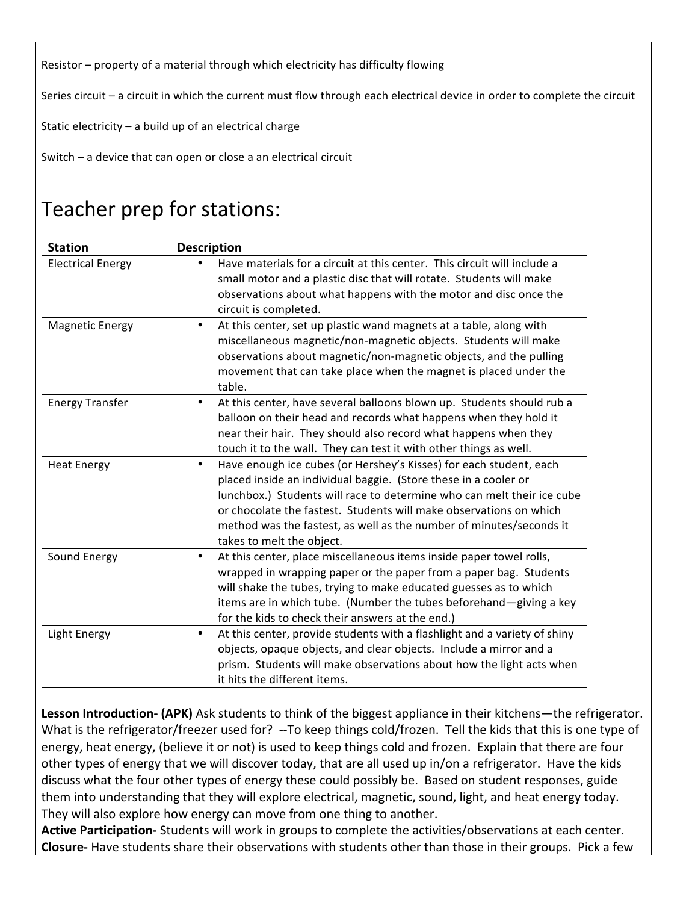Resistor – property of a material through which electricity has difficulty flowing

Series circuit – a circuit in which the current must flow through each electrical device in order to complete the circuit

Static electricity – a build up of an electrical charge

Switch – a device that can open or close a an electrical circuit

# Teacher prep for stations:

| Station | Description |
|---|---|
| Electrical Energy | • Have materials for a circuit at this center. This circuit will include a small motor and a plastic disc that will rotate. Students will make observations about what happens with the motor and disc once the circuit is completed. |
| Magnetic Energy | • At this center, set up plastic wand magnets at a table, along with miscellaneous magnetic/non-magnetic objects. Students will make observations about magnetic/non-magnetic objects, and the pulling movement that can take place when the magnet is placed under the table. |
| Energy Transfer | • At this center, have several balloons blown up. Students should rub a balloon on their head and records what happens when they hold it near their hair. They should also record what happens when they touch it to the wall. They can test it with other things as well. |
| Heat Energy | • Have enough ice cubes (or Hershey's Kisses) for each student, each placed inside an individual baggie. (Store these in a cooler or lunchbox.) Students will race to determine who can melt their ice cube or chocolate the fastest. Students will make observations on which method was the fastest, as well as the number of minutes/seconds it takes to melt the object. |
| Sound Energy | • At this center, place miscellaneous items inside paper towel rolls, wrapped in wrapping paper or the paper from a paper bag. Students will shake the tubes, trying to make educated guesses as to which items are in which tube. (Number the tubes beforehand—giving a key for the kids to check their answers at the end.) |
| Light Energy | • At this center, provide students with a flashlight and a variety of shiny objects, opaque objects, and clear objects. Include a mirror and a prism. Students will make observations about how the light acts when it hits the different items. |

**Lesson Introduction- (APK)** Ask students to think of the biggest appliance in their kitchens—the refrigerator. What is the refrigerator/freezer used for? --To keep things cold/frozen. Tell the kids that this is one type of energy, heat energy, (believe it or not) is used to keep things cold and frozen. Explain that there are four other types of energy that we will discover today, that are all used up in/on a refrigerator. Have the kids discuss what the four other types of energy these could possibly be. Based on student responses, guide them into understanding that they will explore electrical, magnetic, sound, light, and heat energy today. They will also explore how energy can move from one thing to another.

**Active Participation-** Students will work in groups to complete the activities/observations at each center.

**Closure-** Have students share their observations with students other than those in their groups. Pick a few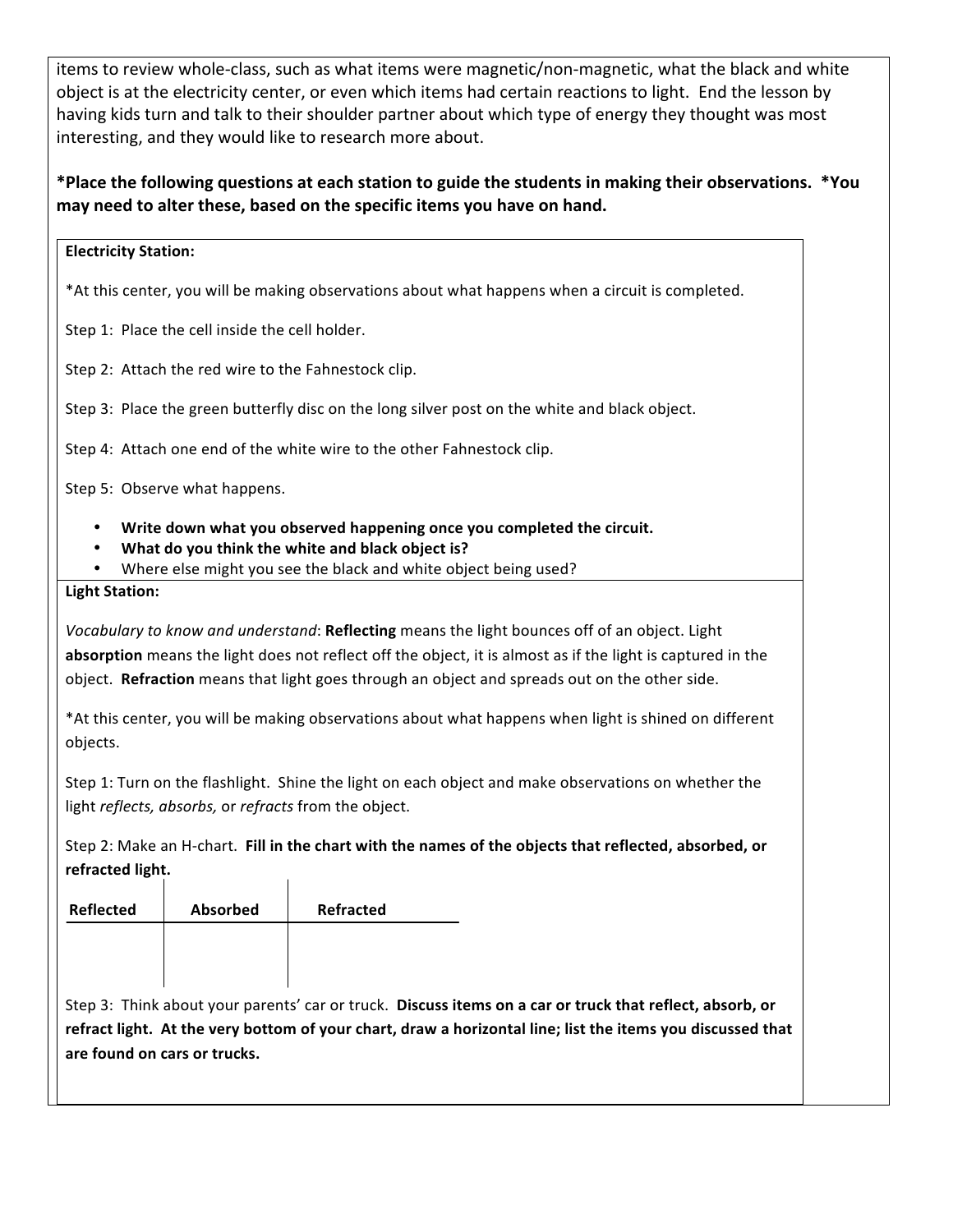items to review whole-class, such as what items were magnetic/non-magnetic, what the black and white object is at the electricity center, or even which items had certain reactions to light. End the lesson by having kids turn and talk to their shoulder partner about which type of energy they thought was most interesting, and they would like to research more about.

**\*Place the following questions at each station to guide the students in making their observations. \*You may need to alter these, based on the specific items you have on hand.**

**Electricity Station:**

*At this center, you will be making observations about what happens when a circuit is completed.

Step 1: Place the cell inside the cell holder.

Step 2: Attach the red wire to the Fahnestock clip.

Step 3: Place the green butterfly disc on the long silver post on the white and black object.

Step 4: Attach one end of the white wire to the other Fahnestock clip.

Step 5: Observe what happens.

- **Write down what you observed happening once you completed the circuit.**
- **What do you think the white and black object is?**
- Where else might you see the black and white object being used?

**Light Station:**

*Vocabulary to know and understand*: **Reflecting** means the light bounces off of an object. Light **absorption** means the light does not reflect off the object, it is almost as if the light is captured in the object. **Refraction** means that light goes through an object and spreads out on the other side.

*At this center, you will be making observations about what happens when light is shined on different objects.

Step 1: Turn on the flashlight. Shine the light on each object and make observations on whether the light *reflects, absorbs,* or *refracts* from the object.

Step 2: Make an H-chart. **Fill in the chart with the names of the objects that reflected, absorbed, or refracted light.**

| Reflected | Absorbed | Refracted |
|---|---|---|
| | | |

Step 3: Think about your parents' car or truck. **Discuss items on a car or truck that reflect, absorb, or refract light. At the very bottom of your chart, draw a horizontal line; list the items you discussed that are found on cars or trucks.**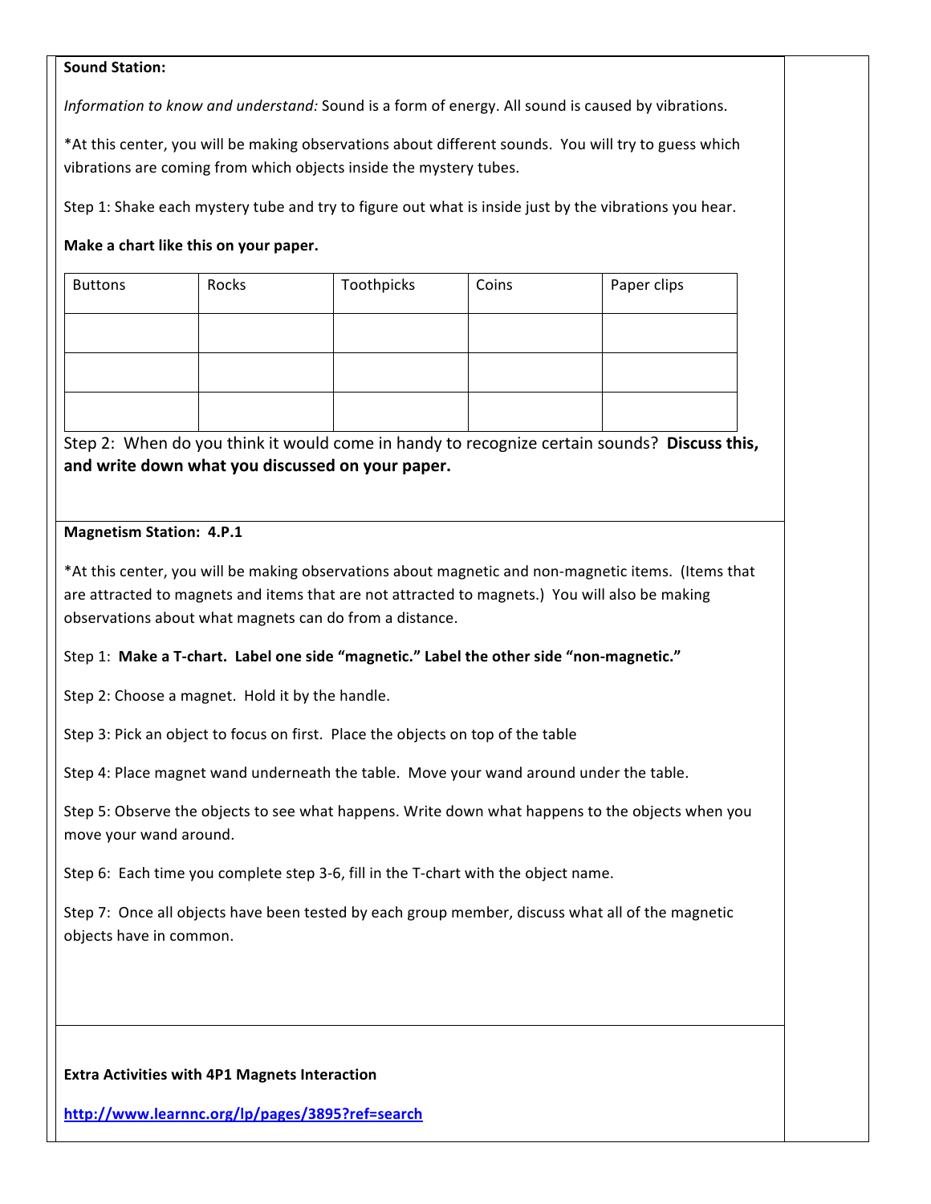**Sound Station:**

*Information to know and understand:* Sound is a form of energy. All sound is caused by vibrations.

*At this center, you will be making observations about different sounds. You will try to guess which vibrations are coming from which objects inside the mystery tubes.

Step 1: Shake each mystery tube and try to figure out what is inside just by the vibrations you hear.

**Make a chart like this on your paper.**

| Buttons | Rocks | Toothpicks | Coins | Paper clips |
|---|---|---|---|---|
| | | | | |
| | | | | |
| | | | | |

Step 2: When do you think it would come in handy to recognize certain sounds? **Discuss this, and write down what you discussed on your paper.**

**Magnetism Station: 4.P.1**

*At this center, you will be making observations about magnetic and non-magnetic items. (Items that are attracted to magnets and items that are not attracted to magnets.) You will also be making observations about what magnets can do from a distance.

Step 1: **Make a T-chart. Label one side "magnetic." Label the other side "non-magnetic."**

Step 2: Choose a magnet. Hold it by the handle.

Step 3: Pick an object to focus on first. Place the objects on top of the table

Step 4: Place magnet wand underneath the table. Move your wand around under the table.

Step 5: Observe the objects to see what happens. Write down what happens to the objects when you move your wand around.

Step 6: Each time you complete step 3-6, fill in the T-chart with the object name.

Step 7: Once all objects have been tested by each group member, discuss what all of the magnetic objects have in common.

**Extra Activities with 4P1 Magnets Interaction**

**http://www.learnnc.org/lp/pages/3895?ref=search**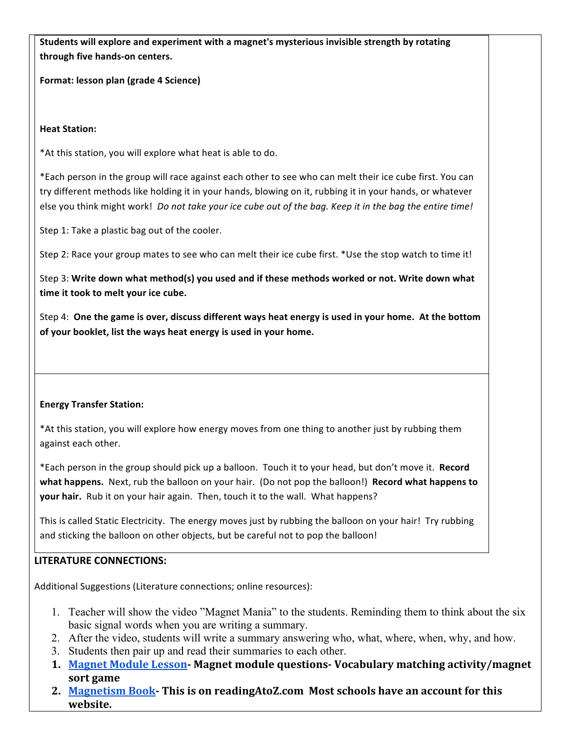**Students will explore and experiment with a magnet's mysterious invisible strength by rotating through five hands-on centers.**

**Format: lesson plan (grade 4 Science)**

**Heat Station:**

*At this station, you will explore what heat is able to do.

*Each person in the group will race against each other to see who can melt their ice cube first. You can try different methods like holding it in your hands, blowing on it, rubbing it in your hands, or whatever else you think might work! *Do not take your ice cube out of the bag. Keep it in the bag the entire time!*

Step 1: Take a plastic bag out of the cooler.

Step 2: Race your group mates to see who can melt their ice cube first. *Use the stop watch to time it!

Step 3: **Write down what method(s) you used and if these methods worked or not. Write down what time it took to melt your ice cube.**

Step 4: **One the game is over, discuss different ways heat energy is used in your home. At the bottom of your booklet, list the ways heat energy is used in your home.**

**Energy Transfer Station:**

*At this station, you will explore how energy moves from one thing to another just by rubbing them against each other.

*Each person in the group should pick up a balloon. Touch it to your head, but don't move it. **Record what happens.** Next, rub the balloon on your hair. (Do not pop the balloon!) **Record what happens to your hair.** Rub it on your hair again. Then, touch it to the wall. What happens?

This is called Static Electricity. The energy moves just by rubbing the balloon on your hair! Try rubbing and sticking the balloon on other objects, but be careful not to pop the balloon!

**LITERATURE CONNECTIONS:**

Additional Suggestions (Literature connections; online resources):

1. Teacher will show the video "Magnet Mania" to the students. Reminding them to think about the six basic signal words when you are writing a summary.
2. After the video, students will write a summary answering who, what, where, when, why, and how.
3. Students then pair up and read their summaries to each other.

1. **Magnet Module Lesson- Magnet module questions- Vocabulary matching activity/magnet sort game**
2. **Magnetism Book- This is on readingAtoZ.com Most schools have an account for this website.**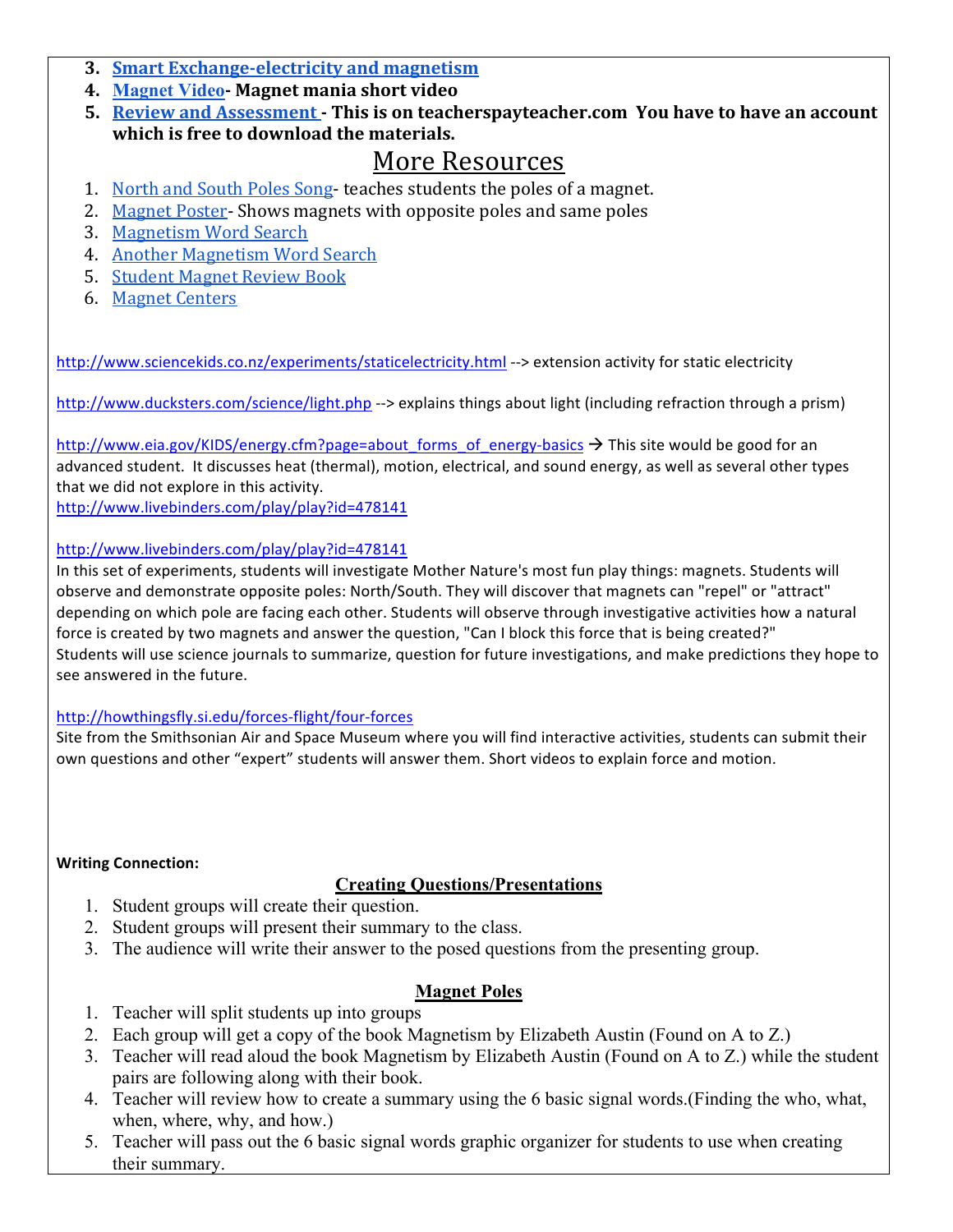3. **Smart Exchange-electricity and magnetism**
4. **Magnet Video- Magnet mania short video**
5. **Review and Assessment - This is on teacherspayteacher.com You have to have an account which is free to download the materials.**

## More Resources

1. North and South Poles Song- teaches students the poles of a magnet.
2. Magnet Poster- Shows magnets with opposite poles and same poles
3. Magnetism Word Search
4. Another Magnetism Word Search
5. Student Magnet Review Book
6. Magnet Centers

http://www.sciencekids.co.nz/experiments/staticelectricity.html --> extension activity for static electricity

http://www.ducksters.com/science/light.php --> explains things about light (including refraction through a prism)

http://www.eia.gov/KIDS/energy.cfm?page=about_forms_of_energy-basics → This site would be good for an advanced student. It discusses heat (thermal), motion, electrical, and sound energy, as well as several other types that we did not explore in this activity.
http://www.livebinders.com/play/play?id=478141

http://www.livebinders.com/play/play?id=478141
In this set of experiments, students will investigate Mother Nature's most fun play things: magnets. Students will observe and demonstrate opposite poles: North/South. They will discover that magnets can "repel" or "attract" depending on which pole are facing each other. Students will observe through investigative activities how a natural force is created by two magnets and answer the question, "Can I block this force that is being created?" Students will use science journals to summarize, question for future investigations, and make predictions they hope to see answered in the future.

http://howthingsfly.si.edu/forces-flight/four-forces
Site from the Smithsonian Air and Space Museum where you will find interactive activities, students can submit their own questions and other "expert" students will answer them. Short videos to explain force and motion.

**Writing Connection:**

**Creating Questions/Presentations**

1. Student groups will create their question.
2. Student groups will present their summary to the class.
3. The audience will write their answer to the posed questions from the presenting group.

**Magnet Poles**

1. Teacher will split students up into groups
2. Each group will get a copy of the book Magnetism by Elizabeth Austin (Found on A to Z.)
3. Teacher will read aloud the book Magnetism by Elizabeth Austin (Found on A to Z.) while the student pairs are following along with their book.
4. Teacher will review how to create a summary using the 6 basic signal words.(Finding the who, what, when, where, why, and how.)
5. Teacher will pass out the 6 basic signal words graphic organizer for students to use when creating their summary.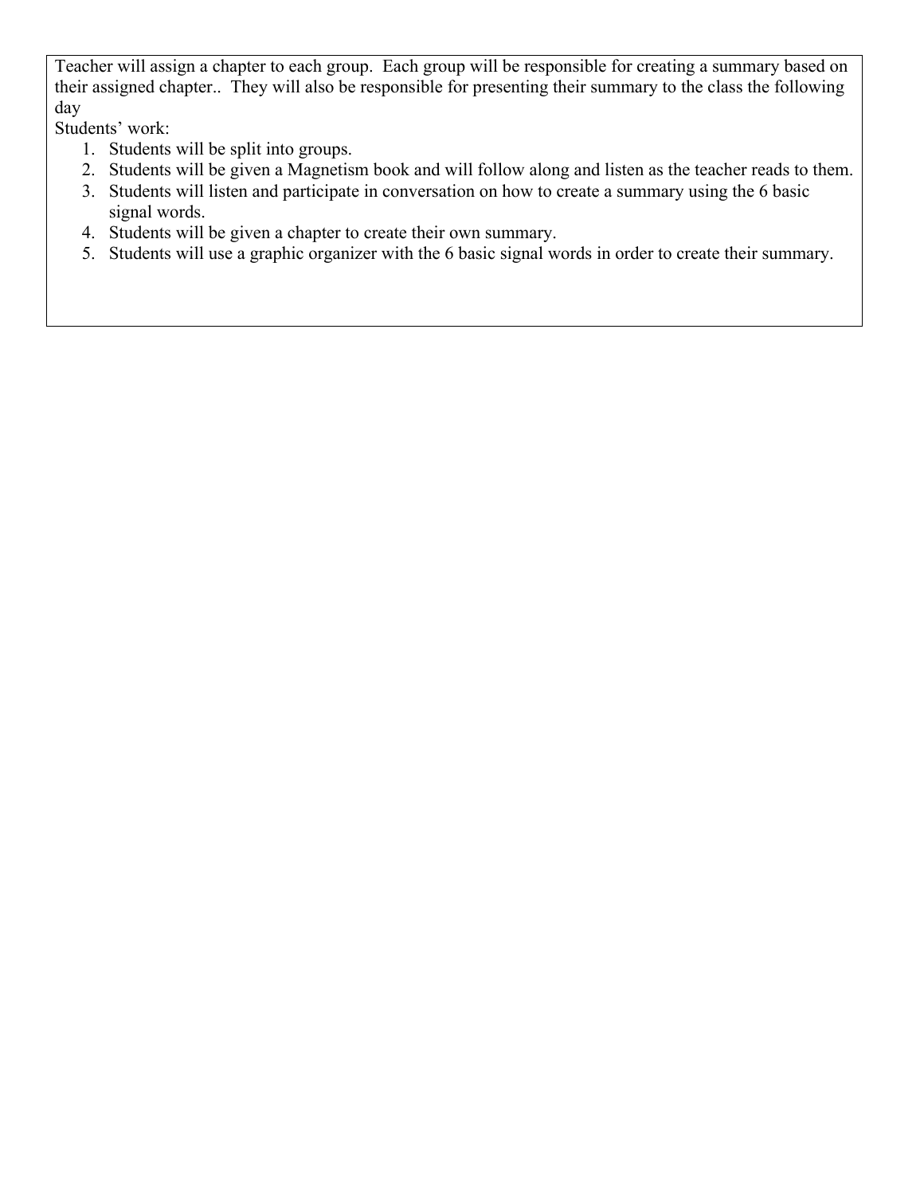Teacher will assign a chapter to each group. Each group will be responsible for creating a summary based on their assigned chapter.. They will also be responsible for presenting their summary to the class the following day

Students' work:

1. Students will be split into groups.
2. Students will be given a Magnetism book and will follow along and listen as the teacher reads to them.
3. Students will listen and participate in conversation on how to create a summary using the 6 basic signal words.
4. Students will be given a chapter to create their own summary.
5. Students will use a graphic organizer with the 6 basic signal words in order to create their summary.